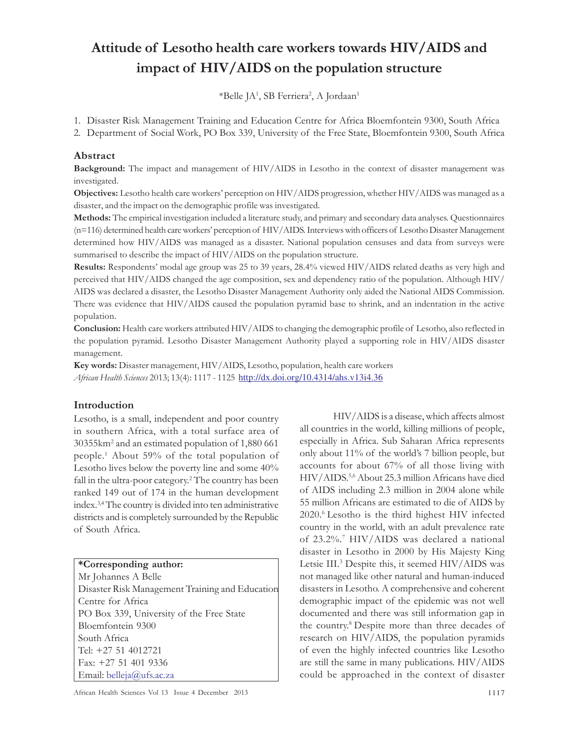# Attitude of Lesotho health care workers towards HIV/AIDS and impact of HIV/AIDS on the population structure

*Belle JA[1], SB Ferriera[2], A Jordaan[1]

1. Disaster Risk Management Training and Education Centre for Africa Bloemfontein 9300, South Africa
2. Department of Social Work, PO Box 339, University of the Free State, Bloemfontein 9300, South Africa

## Abstract

**Background:** The impact and management of HIV/AIDS in Lesotho in the context of disaster management was investigated.

**Objectives:** Lesotho health care workers' perception on HIV/AIDS progression, whether HIV/AIDS was managed as a disaster, and the impact on the demographic profile was investigated.

**Methods:** The empirical investigation included a literature study, and primary and secondary data analyses. Questionnaires (n=116) determined health care workers' perception of HIV/AIDS. Interviews with officers of Lesotho Disaster Management determined how HIV/AIDS was managed as a disaster. National population censuses and data from surveys were summarised to describe the impact of HIV/AIDS on the population structure.

**Results:** Respondents' modal age group was 25 to 39 years, 28.4% viewed HIV/AIDS related deaths as very high and perceived that HIV/AIDS changed the age composition, sex and dependency ratio of the population. Although HIV/AIDS was declared a disaster, the Lesotho Disaster Management Authority only aided the National AIDS Commission. There was evidence that HIV/AIDS caused the population pyramid base to shrink, and an indentation in the active population.

**Conclusion:** Health care workers attributed HIV/AIDS to changing the demographic profile of Lesotho, also reflected in the population pyramid. Lesotho Disaster Management Authority played a supporting role in HIV/AIDS disaster management.

**Key words:** Disaster management, HIV/AIDS, Lesotho, population, health care workers

*African Health Sciences* 2013; 13(4): 1117 - 1125 http://dx.doi.org/10.4314/ahs.v13i4.36

## Introduction

Lesotho, is a small, independent and poor country in southern Africa, with a total surface area of 30355km[2] and an estimated population of 1,880 661 people.[1] About 59% of the total population of Lesotho lives below the poverty line and some 40% fall in the ultra-poor category.[2] The country has been ranked 149 out of 174 in the human development index.[3,4] The country is divided into ten administrative districts and is completely surrounded by the Republic of South Africa.

**\*Corresponding author:**
Mr Johannes A Belle
Disaster Risk Management Training and Education Centre for Africa
PO Box 339, University of the Free State
Bloemfontein 9300
South Africa
Tel: +27 51 4012721
Fax: +27 51 401 9336
Email: belleja@ufs.ac.za

HIV/AIDS is a disease, which affects almost all countries in the world, killing millions of people, especially in Africa. Sub Saharan Africa represents only about 11% of the world's 7 billion people, but accounts for about 67% of all those living with HIV/AIDS.[5,6] About 25.3 million Africans have died of AIDS including 2.3 million in 2004 alone while 55 million Africans are estimated to die of AIDS by 2020.[6] Lesotho is the third highest HIV infected country in the world, with an adult prevalence rate of 23.2%.[7] HIV/AIDS was declared a national disaster in Lesotho in 2000 by His Majesty King Letsie III.[3] Despite this, it seemed HIV/AIDS was not managed like other natural and human-induced disasters in Lesotho. A comprehensive and coherent demographic impact of the epidemic was not well documented and there was still information gap in the country.[8] Despite more than three decades of research on HIV/AIDS, the population pyramids of even the highly infected countries like Lesotho are still the same in many publications. HIV/AIDS could be approached in the context of disaster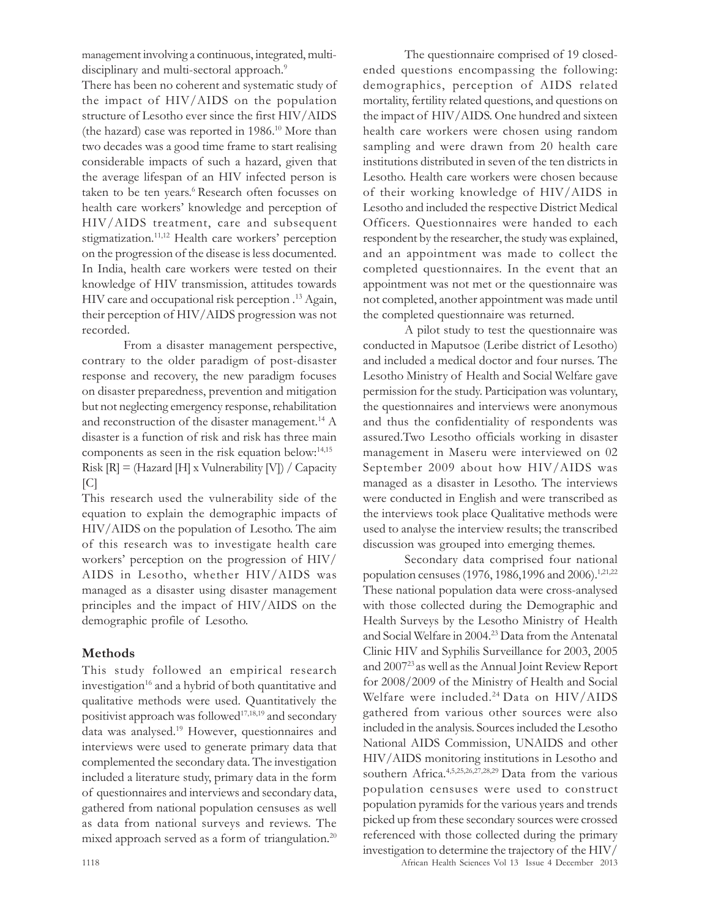management involving a continuous, integrated, multi-disciplinary and multi-sectoral approach.[9]

There has been no coherent and systematic study of the impact of HIV/AIDS on the population structure of Lesotho ever since the first HIV/AIDS (the hazard) case was reported in 1986.[10] More than two decades was a good time frame to start realising considerable impacts of such a hazard, given that the average lifespan of an HIV infected person is taken to be ten years.[6] Research often focusses on health care workers' knowledge and perception of HIV/AIDS treatment, care and subsequent stigmatization.[11,12] Health care workers' perception on the progression of the disease is less documented. In India, health care workers were tested on their knowledge of HIV transmission, attitudes towards HIV care and occupational risk perception .[13] Again, their perception of HIV/AIDS progression was not recorded.

From a disaster management perspective, contrary to the older paradigm of post-disaster response and recovery, the new paradigm focuses on disaster preparedness, prevention and mitigation but not neglecting emergency response, rehabilitation and reconstruction of the disaster management.[14] A disaster is a function of risk and risk has three main components as seen in the risk equation below:[14,15]

Risk [R] = (Hazard [H] x Vulnerability [V]) / Capacity [C]

This research used the vulnerability side of the equation to explain the demographic impacts of HIV/AIDS on the population of Lesotho. The aim of this research was to investigate health care workers' perception on the progression of HIV/AIDS in Lesotho, whether HIV/AIDS was managed as a disaster using disaster management principles and the impact of HIV/AIDS on the demographic profile of Lesotho.

## Methods

This study followed an empirical research investigation[16] and a hybrid of both quantitative and qualitative methods were used. Quantitatively the positivist approach was followed[17,18,19] and secondary data was analysed.[19] However, questionnaires and interviews were used to generate primary data that complemented the secondary data. The investigation included a literature study, primary data in the form of questionnaires and interviews and secondary data, gathered from national population censuses as well as data from national surveys and reviews. The mixed approach served as a form of triangulation.[20]

The questionnaire comprised of 19 closed-ended questions encompassing the following: demographics, perception of AIDS related mortality, fertility related questions, and questions on the impact of HIV/AIDS. One hundred and sixteen health care workers were chosen using random sampling and were drawn from 20 health care institutions distributed in seven of the ten districts in Lesotho. Health care workers were chosen because of their working knowledge of HIV/AIDS in Lesotho and included the respective District Medical Officers. Questionnaires were handed to each respondent by the researcher, the study was explained, and an appointment was made to collect the completed questionnaires. In the event that an appointment was not met or the questionnaire was not completed, another appointment was made until the completed questionnaire was returned.

A pilot study to test the questionnaire was conducted in Maputsoe (Leribe district of Lesotho) and included a medical doctor and four nurses. The Lesotho Ministry of Health and Social Welfare gave permission for the study. Participation was voluntary, the questionnaires and interviews were anonymous and thus the confidentiality of respondents was assured.Two Lesotho officials working in disaster management in Maseru were interviewed on 02 September 2009 about how HIV/AIDS was managed as a disaster in Lesotho. The interviews were conducted in English and were transcribed as the interviews took place Qualitative methods were used to analyse the interview results; the transcribed discussion was grouped into emerging themes.

Secondary data comprised four national population censuses (1976, 1986,1996 and 2006).[1,21,22] These national population data were cross-analysed with those collected during the Demographic and Health Surveys by the Lesotho Ministry of Health and Social Welfare in 2004.[23] Data from the Antenatal Clinic HIV and Syphilis Surveillance for 2003, 2005 and 2007[23] as well as the Annual Joint Review Report for 2008/2009 of the Ministry of Health and Social Welfare were included.[24] Data on HIV/AIDS gathered from various other sources were also included in the analysis. Sources included the Lesotho National AIDS Commission, UNAIDS and other HIV/AIDS monitoring institutions in Lesotho and southern Africa.[4,5,25,26,27,28,29] Data from the various population censuses were used to construct population pyramids for the various years and trends picked up from these secondary sources were crossed referenced with those collected during the primary investigation to determine the trajectory of the HIV/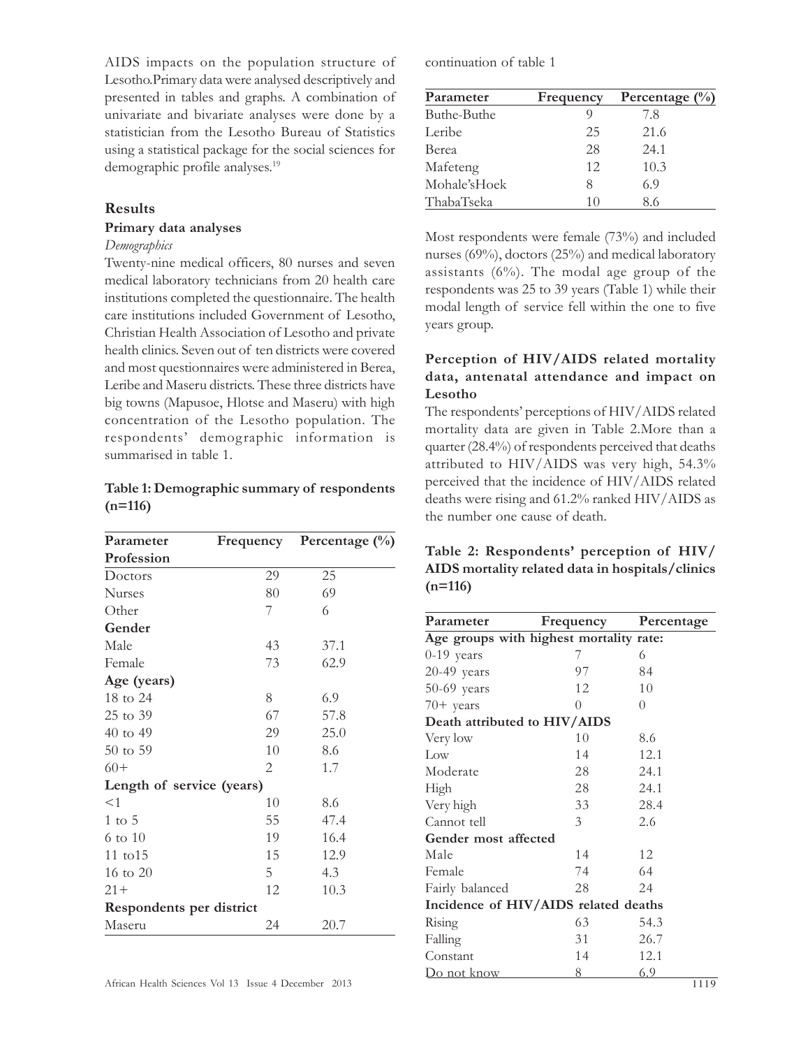AIDS impacts on the population structure of Lesotho.Primary data were analysed descriptively and presented in tables and graphs. A combination of univariate and bivariate analyses were done by a statistician from the Lesotho Bureau of Statistics using a statistical package for the social sciences for demographic profile analyses.[19]

## Results

### Primary data analyses

*Demographics*

Twenty-nine medical officers, 80 nurses and seven medical laboratory technicians from 20 health care institutions completed the questionnaire. The health care institutions included Government of Lesotho, Christian Health Association of Lesotho and private health clinics. Seven out of ten districts were covered and most questionnaires were administered in Berea, Leribe and Maseru districts. These three districts have big towns (Mapusoe, Hlotse and Maseru) with high concentration of the Lesotho population. The respondents' demographic information is summarised in table 1.

**Table 1: Demographic summary of respondents (n=116)**

| Parameter | Frequency | Percentage (%) |
|---|---|---|
| **Profession** | | |
| Doctors | 29 | 25 |
| Nurses | 80 | 69 |
| Other | 7 | 6 |
| **Gender** | | |
| Male | 43 | 37.1 |
| Female | 73 | 62.9 |
| **Age (years)** | | |
| 18 to 24 | 8 | 6.9 |
| 25 to 39 | 67 | 57.8 |
| 40 to 49 | 29 | 25.0 |
| 50 to 59 | 10 | 8.6 |
| 60+ | 2 | 1.7 |
| **Length of service (years)** | | |
| <1 | 10 | 8.6 |
| 1 to 5 | 55 | 47.4 |
| 6 to 10 | 19 | 16.4 |
| 11 to15 | 15 | 12.9 |
| 16 to 20 | 5 | 4.3 |
| 21+ | 12 | 10.3 |
| **Respondents per district** | | |
| Maseru | 24 | 20.7 |
| Buthe-Buthe | 9 | 7.8 |
| Leribe | 25 | 21.6 |
| Berea | 28 | 24.1 |
| Mafeteng | 12 | 10.3 |
| Mohale'sHoek | 8 | 6.9 |
| ThabaTseka | 10 | 8.6 |

Most respondents were female (73%) and included nurses (69%), doctors (25%) and medical laboratory assistants (6%). The modal age group of the respondents was 25 to 39 years (Table 1) while their modal length of service fell within the one to five years group.

### Perception of HIV/AIDS related mortality data, antenatal attendance and impact on Lesotho

The respondents' perceptions of HIV/AIDS related mortality data are given in Table 2.More than a quarter (28.4%) of respondents perceived that deaths attributed to HIV/AIDS was very high, 54.3% perceived that the incidence of HIV/AIDS related deaths were rising and 61.2% ranked HIV/AIDS as the number one cause of death.

**Table 2: Respondents' perception of HIV/AIDS mortality related data in hospitals/clinics (n=116)**

| Parameter | Frequency | Percentage |
|---|---|---|
| **Age groups with highest mortality rate:** | | |
| 0-19 years | 7 | 6 |
| 20-49 years | 97 | 84 |
| 50-69 years | 12 | 10 |
| 70+ years | 0 | 0 |
| **Death attributed to HIV/AIDS** | | |
| Very low | 10 | 8.6 |
| Low | 14 | 12.1 |
| Moderate | 28 | 24.1 |
| High | 28 | 24.1 |
| Very high | 33 | 28.4 |
| Cannot tell | 3 | 2.6 |
| **Gender most affected** | | |
| Male | 14 | 12 |
| Female | 74 | 64 |
| Fairly balanced | 28 | 24 |
| **Incidence of HIV/AIDS related deaths** | | |
| Rising | 63 | 54.3 |
| Falling | 31 | 26.7 |
| Constant | 14 | 12.1 |
| Do not know | 8 | 6.9 |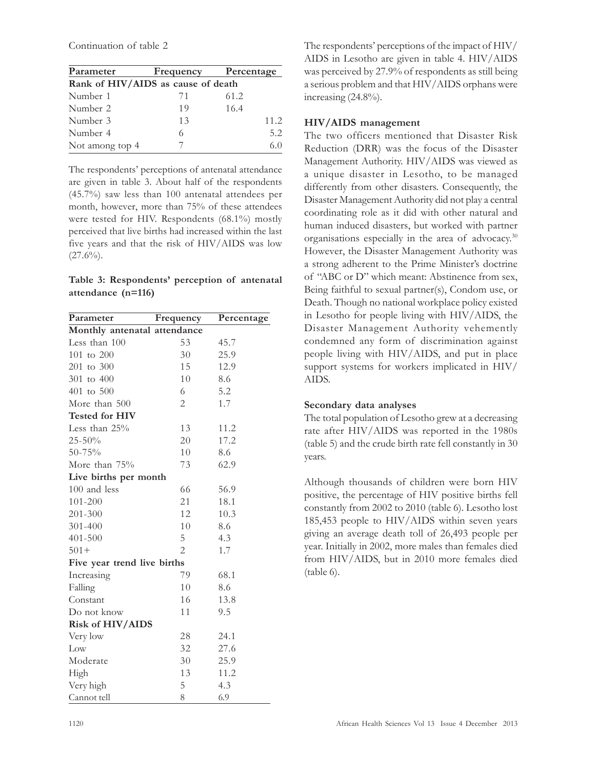Continuation of table 2

| Parameter | Frequency | Percentage |
|---|---|---|
| **Rank of HIV/AIDS as cause of death** | | |
| Number 1 | 71 | 61.2 |
| Number 2 | 19 | 16.4 |
| Number 3 | 13 | 11.2 |
| Number 4 | 6 | 5.2 |
| Not among top 4 | 7 | 6.0 |

The respondents' perceptions of antenatal attendance are given in table 3. About half of the respondents (45.7%) saw less than 100 antenatal attendees per month, however, more than 75% of these attendees were tested for HIV. Respondents (68.1%) mostly perceived that live births had increased within the last five years and that the risk of HIV/AIDS was low (27.6%).

**Table 3: Respondents' perception of antenatal attendance (n=116)**

| Parameter | Frequency | Percentage |
|---|---|---|
| **Monthly antenatal attendance** | | |
| Less than 100 | 53 | 45.7 |
| 101 to 200 | 30 | 25.9 |
| 201 to 300 | 15 | 12.9 |
| 301 to 400 | 10 | 8.6 |
| 401 to 500 | 6 | 5.2 |
| More than 500 | 2 | 1.7 |
| **Tested for HIV** | | |
| Less than 25% | 13 | 11.2 |
| 25-50% | 20 | 17.2 |
| 50-75% | 10 | 8.6 |
| More than 75% | 73 | 62.9 |
| **Live births per month** | | |
| 100 and less | 66 | 56.9 |
| 101-200 | 21 | 18.1 |
| 201-300 | 12 | 10.3 |
| 301-400 | 10 | 8.6 |
| 401-500 | 5 | 4.3 |
| 501+ | 2 | 1.7 |
| **Five year trend live births** | | |
| Increasing | 79 | 68.1 |
| Falling | 10 | 8.6 |
| Constant | 16 | 13.8 |
| Do not know | 11 | 9.5 |
| **Risk of HIV/AIDS** | | |
| Very low | 28 | 24.1 |
| Low | 32 | 27.6 |
| Moderate | 30 | 25.9 |
| High | 13 | 11.2 |
| Very high | 5 | 4.3 |
| Cannot tell | 8 | 6.9 |

The respondents' perceptions of the impact of HIV/AIDS in Lesotho are given in table 4. HIV/AIDS was perceived by 27.9% of respondents as still being a serious problem and that HIV/AIDS orphans were increasing (24.8%).

### HIV/AIDS management

The two officers mentioned that Disaster Risk Reduction (DRR) was the focus of the Disaster Management Authority. HIV/AIDS was viewed as a unique disaster in Lesotho, to be managed differently from other disasters. Consequently, the Disaster Management Authority did not play a central coordinating role as it did with other natural and human induced disasters, but worked with partner organisations especially in the area of advocacy.[30] However, the Disaster Management Authority was a strong adherent to the Prime Minister's doctrine of "ABC or D" which meant: Abstinence from sex, Being faithful to sexual partner(s), Condom use, or Death. Though no national workplace policy existed in Lesotho for people living with HIV/AIDS, the Disaster Management Authority vehemently condemned any form of discrimination against people living with HIV/AIDS, and put in place support systems for workers implicated in HIV/AIDS.

### Secondary data analyses

The total population of Lesotho grew at a decreasing rate after HIV/AIDS was reported in the 1980s (table 5) and the crude birth rate fell constantly in 30 years.

Although thousands of children were born HIV positive, the percentage of HIV positive births fell constantly from 2002 to 2010 (table 6). Lesotho lost 185,453 people to HIV/AIDS within seven years giving an average death toll of 26,493 people per year. Initially in 2002, more males than females died from HIV/AIDS, but in 2010 more females died (table 6).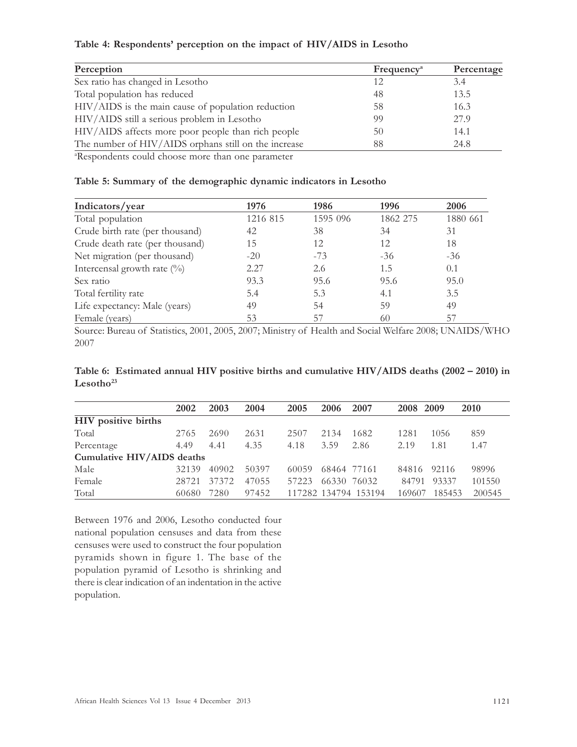**Table 4: Respondents' perception on the impact of HIV/AIDS in Lesotho**

| Perception | Frequency[a] | Percentage |
|---|---|---|
| Sex ratio has changed in Lesotho | 12 | 3.4 |
| Total population has reduced | 48 | 13.5 |
| HIV/AIDS is the main cause of population reduction | 58 | 16.3 |
| HIV/AIDS still a serious problem in Lesotho | 99 | 27.9 |
| HIV/AIDS affects more poor people than rich people | 50 | 14.1 |
| The number of HIV/AIDS orphans still on the increase | 88 | 24.8 |

[a]Respondents could choose more than one parameter

**Table 5: Summary of the demographic dynamic indicators in Lesotho**

| Indicators/year | 1976 | 1986 | 1996 | 2006 |
|---|---|---|---|---|
| Total population | 1216 815 | 1595 096 | 1862 275 | 1880 661 |
| Crude birth rate (per thousand) | 42 | 38 | 34 | 31 |
| Crude death rate (per thousand) | 15 | 12 | 12 | 18 |
| Net migration (per thousand) | -20 | -73 | -36 | -36 |
| Intercensal growth rate (%) | 2.27 | 2.6 | 1.5 | 0.1 |
| Sex ratio | 93.3 | 95.6 | 95.6 | 95.0 |
| Total fertility rate | 5.4 | 5.3 | 4.1 | 3.5 |
| Life expectancy: Male (years) | 49 | 54 | 59 | 49 |
| Female (years) | 53 | 57 | 60 | 57 |

Source: Bureau of Statistics, 2001, 2005, 2007; Ministry of Health and Social Welfare 2008; UNAIDS/WHO 2007

**Table 6: Estimated annual HIV positive births and cumulative HIV/AIDS deaths (2002 – 2010) in Lesotho[23]**

| | 2002 | 2003 | 2004 | 2005 | 2006 | 2007 | 2008 | 2009 | 2010 |
|---|---|---|---|---|---|---|---|---|---|
| **HIV positive births** | | | | | | | | | |
| Total | 2765 | 2690 | 2631 | 2507 | 2134 | 1682 | 1281 | 1056 | 859 |
| Percentage | 4.49 | 4.41 | 4.35 | 4.18 | 3.59 | 2.86 | 2.19 | 1.81 | 1.47 |
| **Cumulative HIV/AIDS deaths** | | | | | | | | | |
| Male | 32139 | 40902 | 50397 | 60059 | 68464 | 77161 | 84816 | 92116 | 98996 |
| Female | 28721 | 37372 | 47055 | 57223 | 66330 | 76032 | 84791 | 93337 | 101550 |
| Total | 60680 | 7280 | 97452 | 117282 | 134794 | 153194 | 169607 | 185453 | 200545 |

Between 1976 and 2006, Lesotho conducted four national population censuses and data from these censuses were used to construct the four population pyramids shown in figure 1. The base of the population pyramid of Lesotho is shrinking and there is clear indication of an indentation in the active population.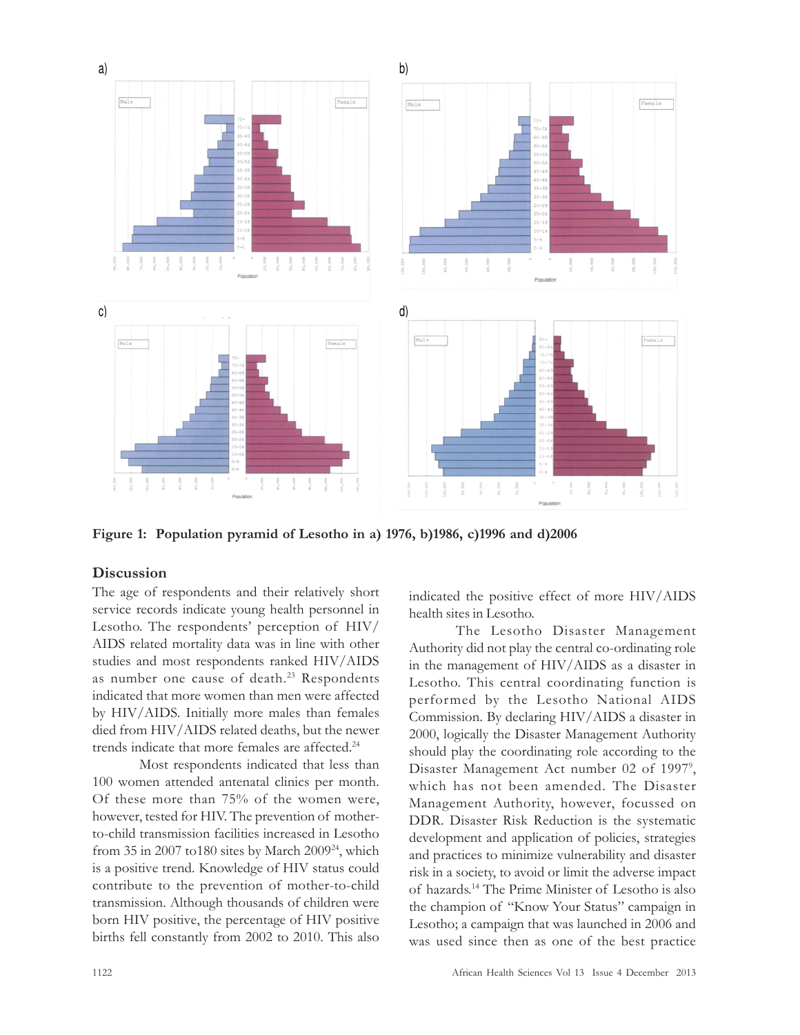**Figure 1: Population pyramid of Lesotho in a) 1976, b)1986, c)1996 and d)2006**

## Discussion

The age of respondents and their relatively short service records indicate young health personnel in Lesotho. The respondents' perception of HIV/AIDS related mortality data was in line with other studies and most respondents ranked HIV/AIDS as number one cause of death.[23] Respondents indicated that more women than men were affected by HIV/AIDS. Initially more males than females died from HIV/AIDS related deaths, but the newer trends indicate that more females are affected.[24]

Most respondents indicated that less than 100 women attended antenatal clinics per month. Of these more than 75% of the women were, however, tested for HIV. The prevention of mother-to-child transmission facilities increased in Lesotho from 35 in 2007 to180 sites by March 2009[24], which is a positive trend. Knowledge of HIV status could contribute to the prevention of mother-to-child transmission. Although thousands of children were born HIV positive, the percentage of HIV positive births fell constantly from 2002 to 2010. This also indicated the positive effect of more HIV/AIDS health sites in Lesotho.

The Lesotho Disaster Management Authority did not play the central co-ordinating role in the management of HIV/AIDS as a disaster in Lesotho. This central coordinating function is performed by the Lesotho National AIDS Commission. By declaring HIV/AIDS a disaster in 2000, logically the Disaster Management Authority should play the coordinating role according to the Disaster Management Act number 02 of 1997[9], which has not been amended. The Disaster Management Authority, however, focussed on DDR. Disaster Risk Reduction is the systematic development and application of policies, strategies and practices to minimize vulnerability and disaster risk in a society, to avoid or limit the adverse impact of hazards.[14] The Prime Minister of Lesotho is also the champion of "Know Your Status" campaign in Lesotho; a campaign that was launched in 2006 and was used since then as one of the best practice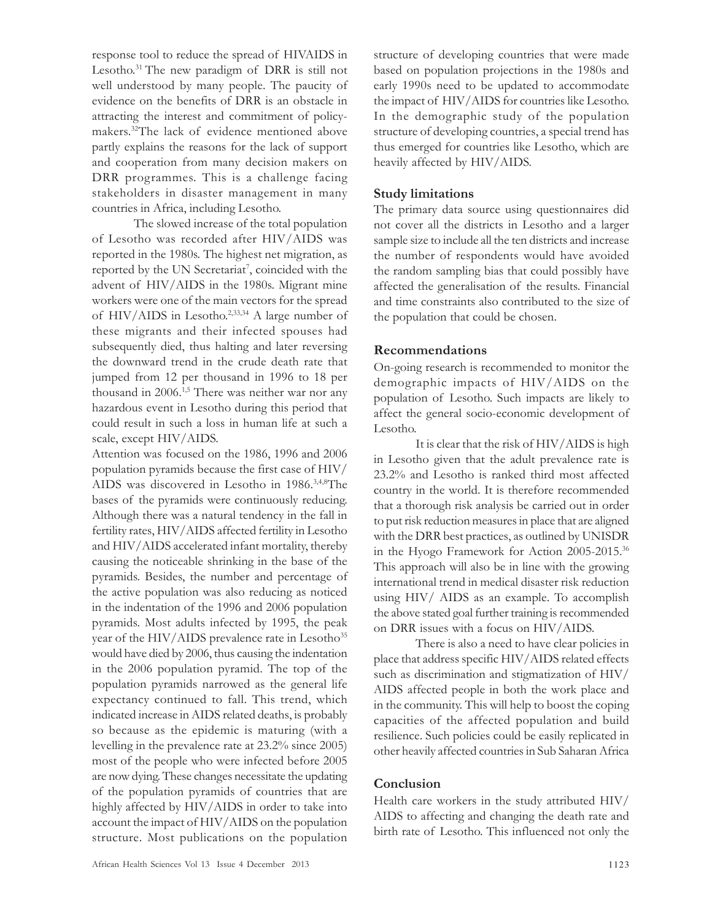response tool to reduce the spread of HIVAIDS in Lesotho.[31] The new paradigm of DRR is still not well understood by many people. The paucity of evidence on the benefits of DRR is an obstacle in attracting the interest and commitment of policy-makers.[32]The lack of evidence mentioned above partly explains the reasons for the lack of support and cooperation from many decision makers on DRR programmes. This is a challenge facing stakeholders in disaster management in many countries in Africa, including Lesotho.

The slowed increase of the total population of Lesotho was recorded after HIV/AIDS was reported in the 1980s. The highest net migration, as reported by the UN Secretariat[7], coincided with the advent of HIV/AIDS in the 1980s. Migrant mine workers were one of the main vectors for the spread of HIV/AIDS in Lesotho.[2,33,34] A large number of these migrants and their infected spouses had subsequently died, thus halting and later reversing the downward trend in the crude death rate that jumped from 12 per thousand in 1996 to 18 per thousand in 2006.[1,5] There was neither war nor any hazardous event in Lesotho during this period that could result in such a loss in human life at such a scale, except HIV/AIDS.

Attention was focused on the 1986, 1996 and 2006 population pyramids because the first case of HIV/AIDS was discovered in Lesotho in 1986.[3,4,8]The bases of the pyramids were continuously reducing. Although there was a natural tendency in the fall in fertility rates, HIV/AIDS affected fertility in Lesotho and HIV/AIDS accelerated infant mortality, thereby causing the noticeable shrinking in the base of the pyramids. Besides, the number and percentage of the active population was also reducing as noticed in the indentation of the 1996 and 2006 population pyramids. Most adults infected by 1995, the peak year of the HIV/AIDS prevalence rate in Lesotho[35] would have died by 2006, thus causing the indentation in the 2006 population pyramid. The top of the population pyramids narrowed as the general life expectancy continued to fall. This trend, which indicated increase in AIDS related deaths, is probably so because as the epidemic is maturing (with a levelling in the prevalence rate at 23.2% since 2005) most of the people who were infected before 2005 are now dying. These changes necessitate the updating of the population pyramids of countries that are highly affected by HIV/AIDS in order to take into account the impact of HIV/AIDS on the population structure. Most publications on the population structure of developing countries that were made based on population projections in the 1980s and early 1990s need to be updated to accommodate the impact of HIV/AIDS for countries like Lesotho. In the demographic study of the population structure of developing countries, a special trend has thus emerged for countries like Lesotho, which are heavily affected by HIV/AIDS.

## Study limitations

The primary data source using questionnaires did not cover all the districts in Lesotho and a larger sample size to include all the ten districts and increase the number of respondents would have avoided the random sampling bias that could possibly have affected the generalisation of the results. Financial and time constraints also contributed to the size of the population that could be chosen.

## Recommendations

On-going research is recommended to monitor the demographic impacts of HIV/AIDS on the population of Lesotho. Such impacts are likely to affect the general socio-economic development of Lesotho.

It is clear that the risk of HIV/AIDS is high in Lesotho given that the adult prevalence rate is 23.2% and Lesotho is ranked third most affected country in the world. It is therefore recommended that a thorough risk analysis be carried out in order to put risk reduction measures in place that are aligned with the DRR best practices, as outlined by UNISDR in the Hyogo Framework for Action 2005-2015.[36] This approach will also be in line with the growing international trend in medical disaster risk reduction using HIV/ AIDS as an example. To accomplish the above stated goal further training is recommended on DRR issues with a focus on HIV/AIDS.

There is also a need to have clear policies in place that address specific HIV/AIDS related effects such as discrimination and stigmatization of HIV/AIDS affected people in both the work place and in the community. This will help to boost the coping capacities of the affected population and build resilience. Such policies could be easily replicated in other heavily affected countries in Sub Saharan Africa

## Conclusion

Health care workers in the study attributed HIV/AIDS to affecting and changing the death rate and birth rate of Lesotho. This influenced not only the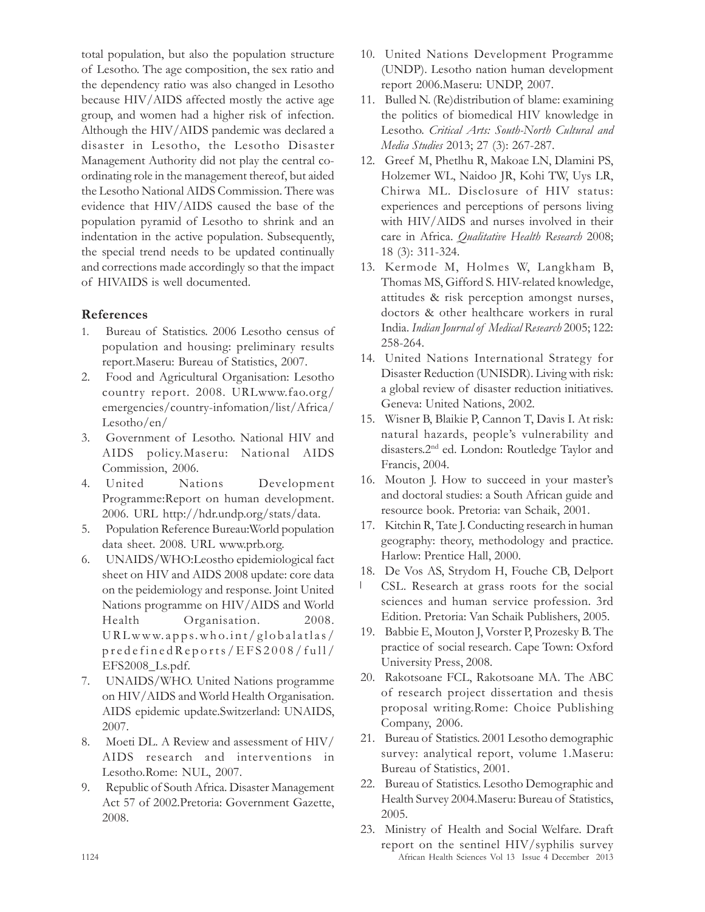total population, but also the population structure of Lesotho. The age composition, the sex ratio and the dependency ratio was also changed in Lesotho because HIV/AIDS affected mostly the active age group, and women had a higher risk of infection. Although the HIV/AIDS pandemic was declared a disaster in Lesotho, the Lesotho Disaster Management Authority did not play the central co-ordinating role in the management thereof, but aided the Lesotho National AIDS Commission. There was evidence that HIV/AIDS caused the base of the population pyramid of Lesotho to shrink and an indentation in the active population. Subsequently, the special trend needs to be updated continually and corrections made accordingly so that the impact of HIVAIDS is well documented.

## References

1. Bureau of Statistics. 2006 Lesotho census of population and housing: preliminary results report.Maseru: Bureau of Statistics, 2007.
2. Food and Agricultural Organisation: Lesotho country report. 2008. URLwww.fao.org/emergencies/country-infomation/list/Africa/Lesotho/en/
3. Government of Lesotho. National HIV and AIDS policy.Maseru: National AIDS Commission, 2006.
4. United Nations Development Programme:Report on human development. 2006. URL http://hdr.undp.org/stats/data.
5. Population Reference Bureau:World population data sheet. 2008. URL www.prb.org.
6. UNAIDS/WHO:Leostho epidemiological fact sheet on HIV and AIDS 2008 update: core data on the peidemiology and response. Joint United Nations programme on HIV/AIDS and World Health Organisation. 2008. URLwww.apps.who.int/globalatlas/predefinedReports/EFS2008/full/EFS2008_Ls.pdf.
7. UNAIDS/WHO. United Nations programme on HIV/AIDS and World Health Organisation. AIDS epidemic update.Switzerland: UNAIDS, 2007.
8. Moeti DL. A Review and assessment of HIV/AIDS research and interventions in Lesotho.Rome: NUL, 2007.
9. Republic of South Africa. Disaster Management Act 57 of 2002.Pretoria: Government Gazette, 2008.
10. United Nations Development Programme (UNDP). Lesotho nation human development report 2006.Maseru: UNDP, 2007.
11. Bulled N. (Re)distribution of blame: examining the politics of biomedical HIV knowledge in Lesotho. *Critical Arts: South-North Cultural and Media Studies* 2013; 27 (3): 267-287.
12. Greef M, Phetlhu R, Makoae LN, Dlamini PS, Holzemer WL, Naidoo JR, Kohi TW, Uys LR, Chirwa ML. Disclosure of HIV status: experiences and perceptions of persons living with HIV/AIDS and nurses involved in their care in Africa. *Qualitative Health Research* 2008; 18 (3): 311-324.
13. Kermode M, Holmes W, Langkham B, Thomas MS, Gifford S. HIV-related knowledge, attitudes & risk perception amongst nurses, doctors & other healthcare workers in rural India. *Indian Journal of Medical Research* 2005; 122: 258-264.
14. United Nations International Strategy for Disaster Reduction (UNISDR). Living with risk: a global review of disaster reduction initiatives. Geneva: United Nations, 2002.
15. Wisner B, Blaikie P, Cannon T, Davis I. At risk: natural hazards, people's vulnerability and disasters.2nd ed. London: Routledge Taylor and Francis, 2004.
16. Mouton J. How to succeed in your master's and doctoral studies: a South African guide and resource book. Pretoria: van Schaik, 2001.
17. Kitchin R, Tate J. Conducting research in human geography: theory, methodology and practice. Harlow: Prentice Hall, 2000.
18. De Vos AS, Strydom H, Fouche CB, Delport CSL. Research at grass roots for the social sciences and human service profession. 3rd Edition. Pretoria: Van Schaik Publishers, 2005.
19. Babbie E, Mouton J, Vorster P, Prozesky B. The practice of social research. Cape Town: Oxford University Press, 2008.
20. Rakotsoane FCL, Rakotsoane MA. The ABC of research project dissertation and thesis proposal writing.Rome: Choice Publishing Company, 2006.
21. Bureau of Statistics. 2001 Lesotho demographic survey: analytical report, volume 1.Maseru: Bureau of Statistics, 2001.
22. Bureau of Statistics. Lesotho Demographic and Health Survey 2004.Maseru: Bureau of Statistics, 2005.
23. Ministry of Health and Social Welfare. Draft report on the sentinel HIV/syphilis survey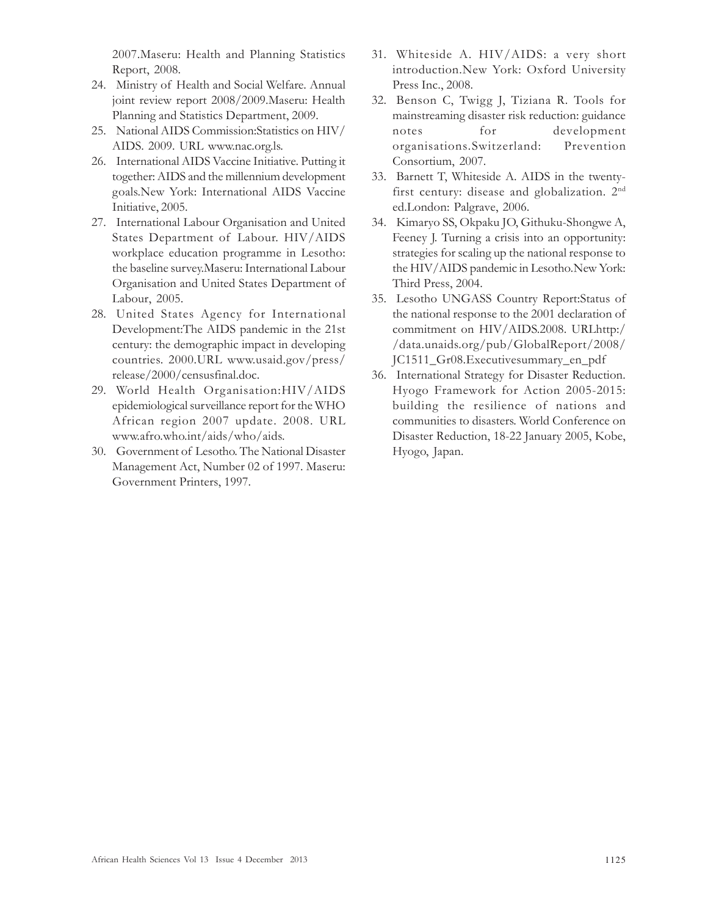2007.Maseru: Health and Planning Statistics Report, 2008.

24. Ministry of Health and Social Welfare. Annual joint review report 2008/2009.Maseru: Health Planning and Statistics Department, 2009.
25. National AIDS Commission:Statistics on HIV/AIDS. 2009. URL www.nac.org.ls.
26. International AIDS Vaccine Initiative. Putting it together: AIDS and the millennium development goals.New York: International AIDS Vaccine Initiative, 2005.
27. International Labour Organisation and United States Department of Labour. HIV/AIDS workplace education programme in Lesotho: the baseline survey.Maseru: International Labour Organisation and United States Department of Labour, 2005.
28. United States Agency for International Development:The AIDS pandemic in the 21st century: the demographic impact in developing countries. 2000.URL www.usaid.gov/press/release/2000/censusfinal.doc.
29. World Health Organisation:HIV/AIDS epidemiological surveillance report for the WHO African region 2007 update. 2008. URL www.afro.who.int/aids/who/aids.
30. Government of Lesotho. The National Disaster Management Act, Number 02 of 1997. Maseru: Government Printers, 1997.
31. Whiteside A. HIV/AIDS: a very short introduction.New York: Oxford University Press Inc., 2008.
32. Benson C, Twigg J, Tiziana R. Tools for mainstreaming disaster risk reduction: guidance notes for development organisations.Switzerland: Prevention Consortium, 2007.
33. Barnett T, Whiteside A. AIDS in the twenty-first century: disease and globalization. 2nd ed.London: Palgrave, 2006.
34. Kimaryo SS, Okpaku JO, Githuku-Shongwe A, Feeney J. Turning a crisis into an opportunity: strategies for scaling up the national response to the HIV/AIDS pandemic in Lesotho.New York: Third Press, 2004.
35. Lesotho UNGASS Country Report:Status of the national response to the 2001 declaration of commitment on HIV/AIDS.2008. URLhttp://data.unaids.org/pub/GlobalReport/2008/JC1511_Gr08.Executivesummary_en_pdf
36. International Strategy for Disaster Reduction. Hyogo Framework for Action 2005-2015: building the resilience of nations and communities to disasters. World Conference on Disaster Reduction, 18-22 January 2005, Kobe, Hyogo, Japan.